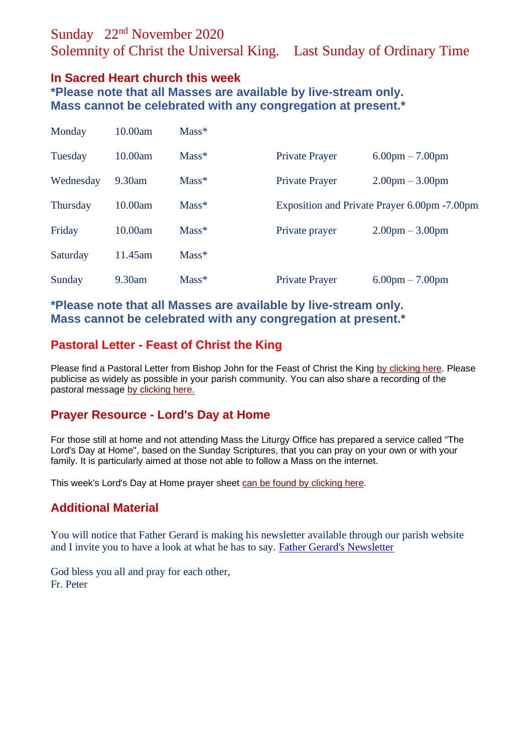# Sunday 22nd November 2020
# Solemnity of Christ the Universal King. Last Sunday of Ordinary Time

## In Sacred Heart church this week

**\*Please note that all Masses are available by live-stream only.
Mass cannot be celebrated with any congregation at present.\***

| | | | | |
|---|---|---|---|---|
| Monday | 10.00am | Mass* | | |
| Tuesday | 10.00am | Mass* | Private Prayer | 6.00pm – 7.00pm |
| Wednesday | 9.30am | Mass* | Private Prayer | 2.00pm – 3.00pm |
| Thursday | 10.00am | Mass* | Exposition and Private Prayer | 6.00pm -7.00pm |
| Friday | 10.00am | Mass* | Private prayer | 2.00pm – 3.00pm |
| Saturday | 11.45am | Mass* | | |
| Sunday | 9.30am | Mass* | Private Prayer | 6.00pm – 7.00pm |

**\*Please note that all Masses are available by live-stream only.
Mass cannot be celebrated with any congregation at present.\***

## Pastoral Letter - Feast of Christ the King

Please find a Pastoral Letter from Bishop John for the Feast of Christ the King by clicking here. Please publicise as widely as possible in your parish community. You can also share a recording of the pastoral message by clicking here.

## Prayer Resource - Lord's Day at Home

For those still at home and not attending Mass the Liturgy Office has prepared a service called "The Lord's Day at Home", based on the Sunday Scriptures, that you can pray on your own or with your family. It is particularly aimed at those not able to follow a Mass on the internet.

This week's Lord's Day at Home prayer sheet can be found by clicking here.

## Additional Material

You will notice that Father Gerard is making his newsletter available through our parish website and I invite you to have a look at what he has to say. Father Gerard's Newsletter

God bless you all and pray for each other,
Fr. Peter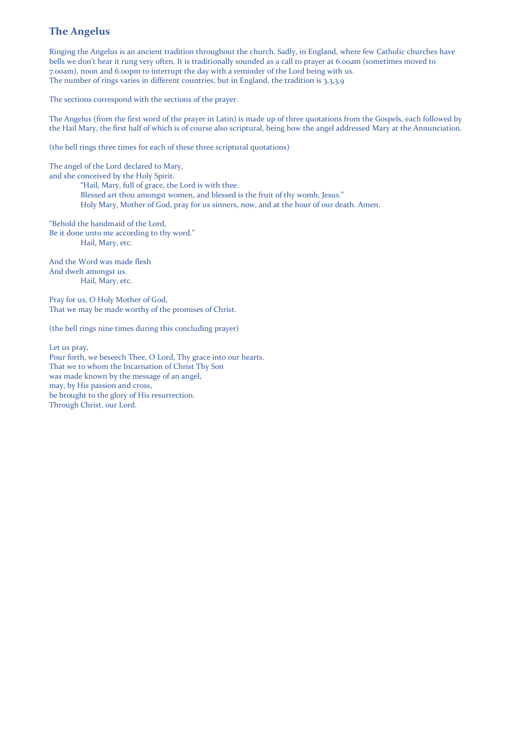## The Angelus

Ringing the Angelus is an ancient tradition throughout the church. Sadly, in England, where few Catholic churches have bells we don't hear it rung very often. It is traditionally sounded as a call to prayer at 6.00am (sometimes moved to 7.00am), noon and 6.00pm to interrupt the day with a reminder of the Lord being with us.
The number of rings varies in different countries, but in England, the tradition is 3,3,3,9

The sections correspond with the sections of the prayer.

The Angelus (from the first word of the prayer in Latin) is made up of three quotations from the Gospels, each followed by the Hail Mary, the first half of which is of course also scriptural, being how the angel addressed Mary at the Annunciation.

(the bell rings three times for each of these three scriptural quotations)

The angel of the Lord declared to Mary,
and she conceived by the Holy Spirit.

> "Hail, Mary, full of grace, the Lord is with thee.
> Blessed art thou amongst women, and blessed is the fruit of thy womb, Jesus."
> Holy Mary, Mother of God, pray for us sinners, now, and at the hour of our death. Amen.

"Behold the handmaid of the Lord,
Be it done unto me according to thy word."

> Hail, Mary, etc.

And the Word was made flesh
And dwelt amongst us.

> Hail, Mary, etc.

Pray for us, O Holy Mother of God,
That we may be made worthy of the promises of Christ.

(the bell rings nine times during this concluding prayer)

Let us pray,
Pour forth, we beseech Thee, O Lord, Thy grace into our hearts.
That we to whom the Incarnation of Christ Thy Son
was made known by the message of an angel,
may, by His passion and cross,
be brought to the glory of His resurrection.
Through Christ, our Lord.